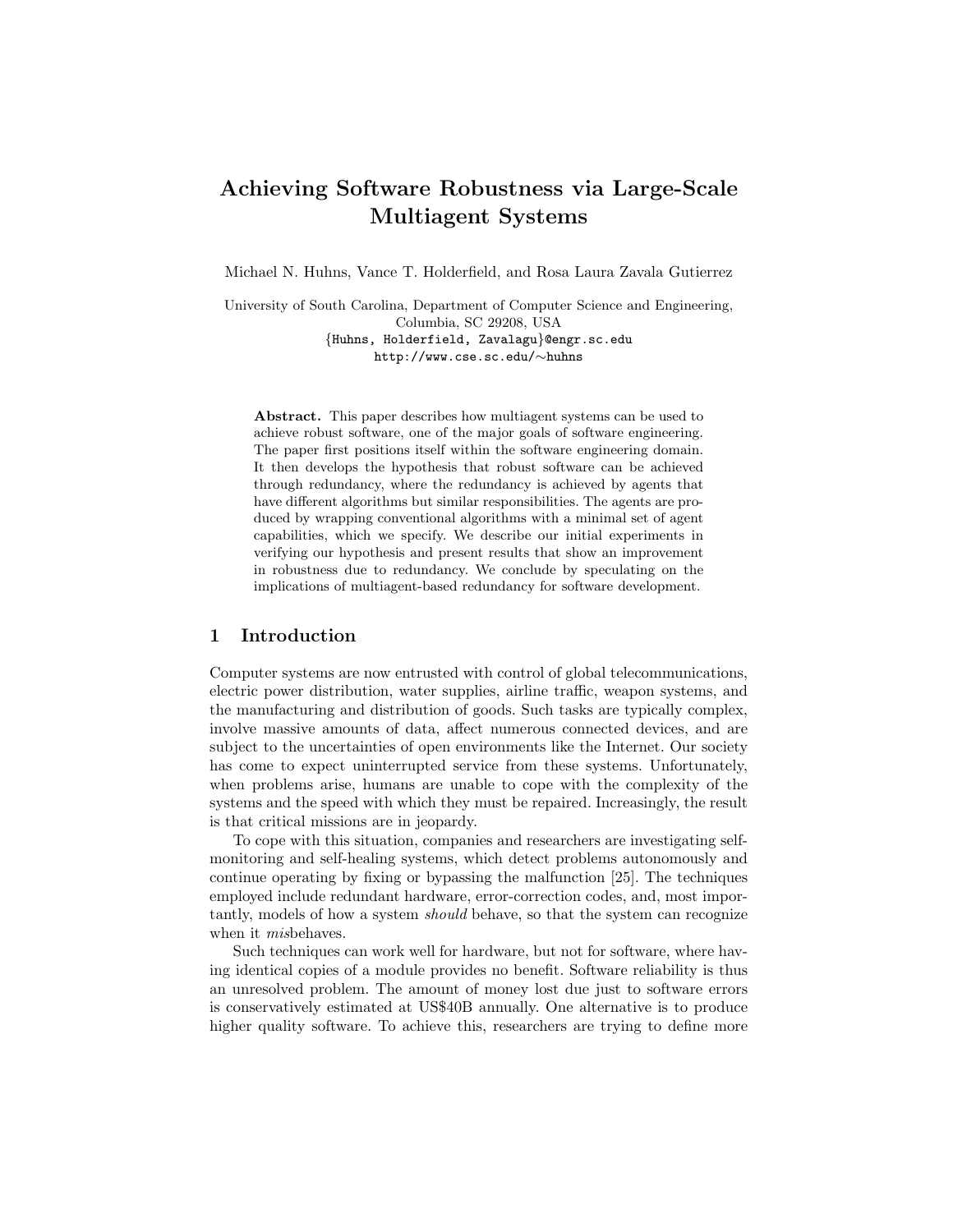# Achieving Software Robustness via Large-Scale Multiagent Systems

Michael N. Huhns, Vance T. Holderfield, and Rosa Laura Zavala Gutierrez

University of South Carolina, Department of Computer Science and Engineering, Columbia, SC 29208, USA
{Huhns, Holderfield, Zavalagu}@engr.sc.edu
http://www.cse.sc.edu/~huhns

**Abstract.** This paper describes how multiagent systems can be used to achieve robust software, one of the major goals of software engineering. The paper first positions itself within the software engineering domain. It then develops the hypothesis that robust software can be achieved through redundancy, where the redundancy is achieved by agents that have different algorithms but similar responsibilities. The agents are produced by wrapping conventional algorithms with a minimal set of agent capabilities, which we specify. We describe our initial experiments in verifying our hypothesis and present results that show an improvement in robustness due to redundancy. We conclude by speculating on the implications of multiagent-based redundancy for software development.

## 1 Introduction

Computer systems are now entrusted with control of global telecommunications, electric power distribution, water supplies, airline traffic, weapon systems, and the manufacturing and distribution of goods. Such tasks are typically complex, involve massive amounts of data, affect numerous connected devices, and are subject to the uncertainties of open environments like the Internet. Our society has come to expect uninterrupted service from these systems. Unfortunately, when problems arise, humans are unable to cope with the complexity of the systems and the speed with which they must be repaired. Increasingly, the result is that critical missions are in jeopardy.

To cope with this situation, companies and researchers are investigating self-monitoring and self-healing systems, which detect problems autonomously and continue operating by fixing or bypassing the malfunction [25]. The techniques employed include redundant hardware, error-correction codes, and, most importantly, models of how a system *should* behave, so that the system can recognize when it *mis*behaves.

Such techniques can work well for hardware, but not for software, where having identical copies of a module provides no benefit. Software reliability is thus an unresolved problem. The amount of money lost due just to software errors is conservatively estimated at US$40B annually. One alternative is to produce higher quality software. To achieve this, researchers are trying to define more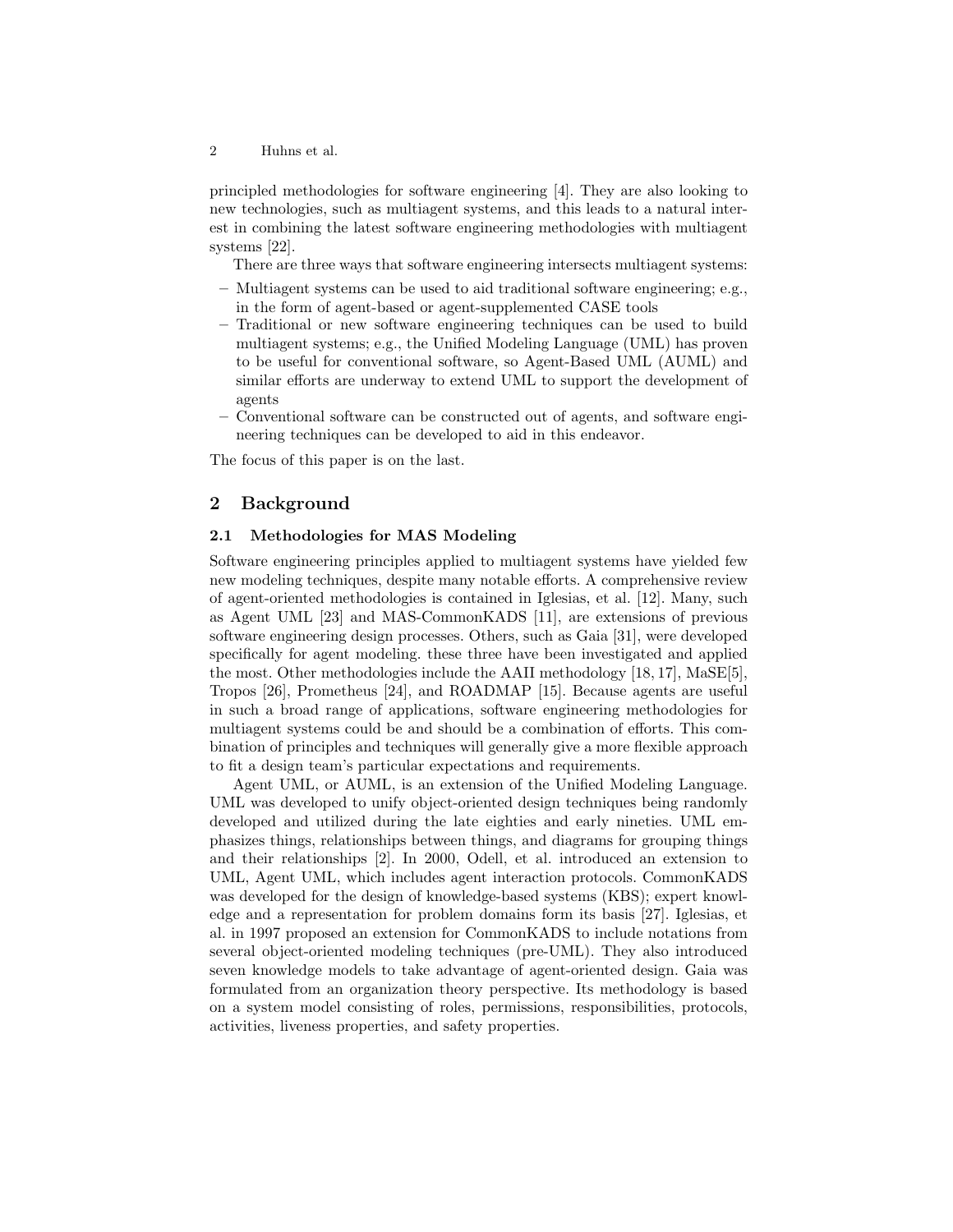principled methodologies for software engineering [4]. They are also looking to new technologies, such as multiagent systems, and this leads to a natural interest in combining the latest software engineering methodologies with multiagent systems [22].

There are three ways that software engineering intersects multiagent systems:

- Multiagent systems can be used to aid traditional software engineering; e.g., in the form of agent-based or agent-supplemented CASE tools
- Traditional or new software engineering techniques can be used to build multiagent systems; e.g., the Unified Modeling Language (UML) has proven to be useful for conventional software, so Agent-Based UML (AUML) and similar efforts are underway to extend UML to support the development of agents
- Conventional software can be constructed out of agents, and software engineering techniques can be developed to aid in this endeavor.

The focus of this paper is on the last.

## 2 Background

### 2.1 Methodologies for MAS Modeling

Software engineering principles applied to multiagent systems have yielded few new modeling techniques, despite many notable efforts. A comprehensive review of agent-oriented methodologies is contained in Iglesias, et al. [12]. Many, such as Agent UML [23] and MAS-CommonKADS [11], are extensions of previous software engineering design processes. Others, such as Gaia [31], were developed specifically for agent modeling. these three have been investigated and applied the most. Other methodologies include the AAII methodology [18, 17], MaSE[5], Tropos [26], Prometheus [24], and ROADMAP [15]. Because agents are useful in such a broad range of applications, software engineering methodologies for multiagent systems could be and should be a combination of efforts. This combination of principles and techniques will generally give a more flexible approach to fit a design team's particular expectations and requirements.

Agent UML, or AUML, is an extension of the Unified Modeling Language. UML was developed to unify object-oriented design techniques being randomly developed and utilized during the late eighties and early nineties. UML emphasizes things, relationships between things, and diagrams for grouping things and their relationships [2]. In 2000, Odell, et al. introduced an extension to UML, Agent UML, which includes agent interaction protocols. CommonKADS was developed for the design of knowledge-based systems (KBS); expert knowledge and a representation for problem domains form its basis [27]. Iglesias, et al. in 1997 proposed an extension for CommonKADS to include notations from several object-oriented modeling techniques (pre-UML). They also introduced seven knowledge models to take advantage of agent-oriented design. Gaia was formulated from an organization theory perspective. Its methodology is based on a system model consisting of roles, permissions, responsibilities, protocols, activities, liveness properties, and safety properties.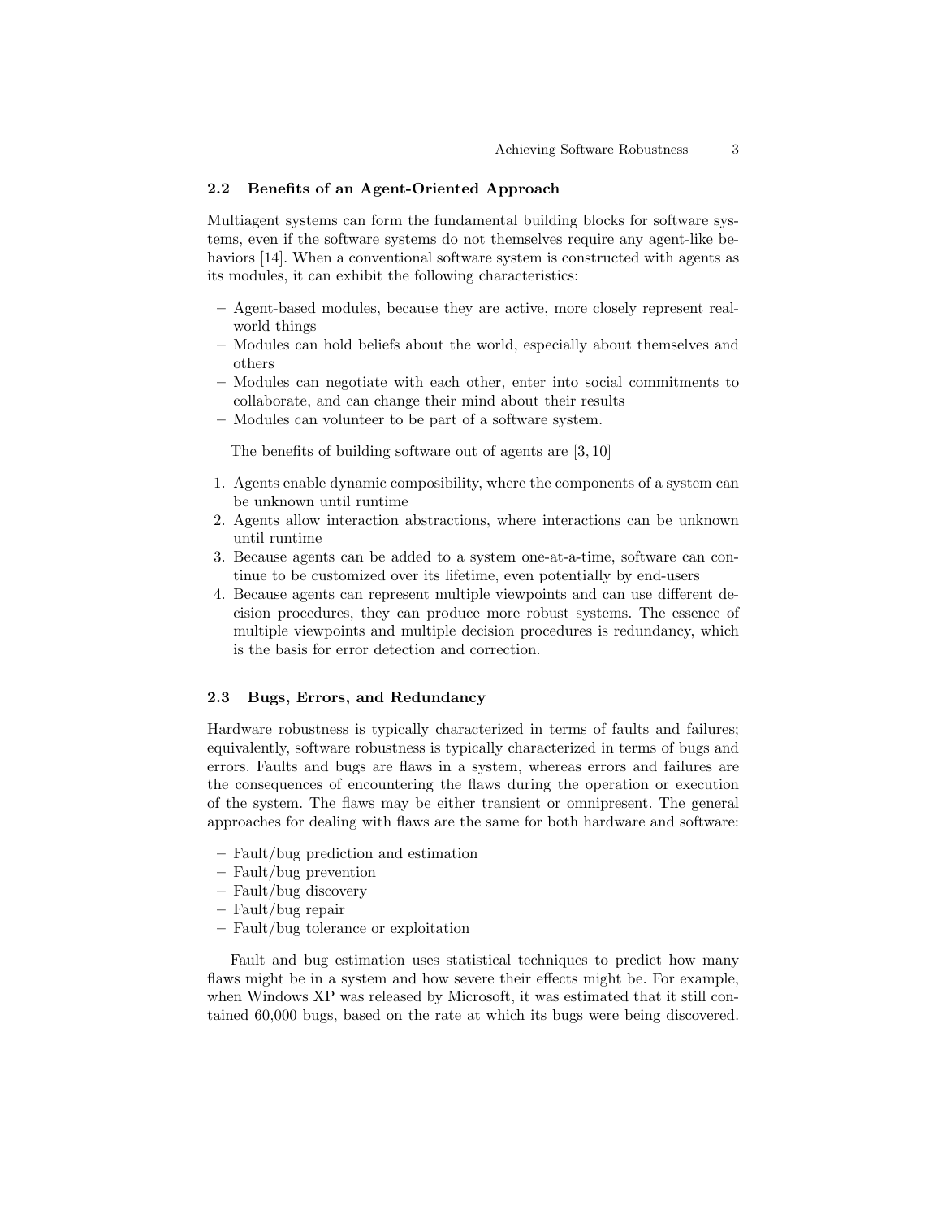### 2.2 Benefits of an Agent-Oriented Approach

Multiagent systems can form the fundamental building blocks for software systems, even if the software systems do not themselves require any agent-like behaviors [14]. When a conventional software system is constructed with agents as its modules, it can exhibit the following characteristics:

- Agent-based modules, because they are active, more closely represent real-world things
- Modules can hold beliefs about the world, especially about themselves and others
- Modules can negotiate with each other, enter into social commitments to collaborate, and can change their mind about their results
- Modules can volunteer to be part of a software system.

The benefits of building software out of agents are [3, 10]

1. Agents enable dynamic composibility, where the components of a system can be unknown until runtime
2. Agents allow interaction abstractions, where interactions can be unknown until runtime
3. Because agents can be added to a system one-at-a-time, software can continue to be customized over its lifetime, even potentially by end-users
4. Because agents can represent multiple viewpoints and can use different decision procedures, they can produce more robust systems. The essence of multiple viewpoints and multiple decision procedures is redundancy, which is the basis for error detection and correction.

### 2.3 Bugs, Errors, and Redundancy

Hardware robustness is typically characterized in terms of faults and failures; equivalently, software robustness is typically characterized in terms of bugs and errors. Faults and bugs are flaws in a system, whereas errors and failures are the consequences of encountering the flaws during the operation or execution of the system. The flaws may be either transient or omnipresent. The general approaches for dealing with flaws are the same for both hardware and software:

- Fault/bug prediction and estimation
- Fault/bug prevention
- Fault/bug discovery
- Fault/bug repair
- Fault/bug tolerance or exploitation

Fault and bug estimation uses statistical techniques to predict how many flaws might be in a system and how severe their effects might be. For example, when Windows XP was released by Microsoft, it was estimated that it still contained 60,000 bugs, based on the rate at which its bugs were being discovered.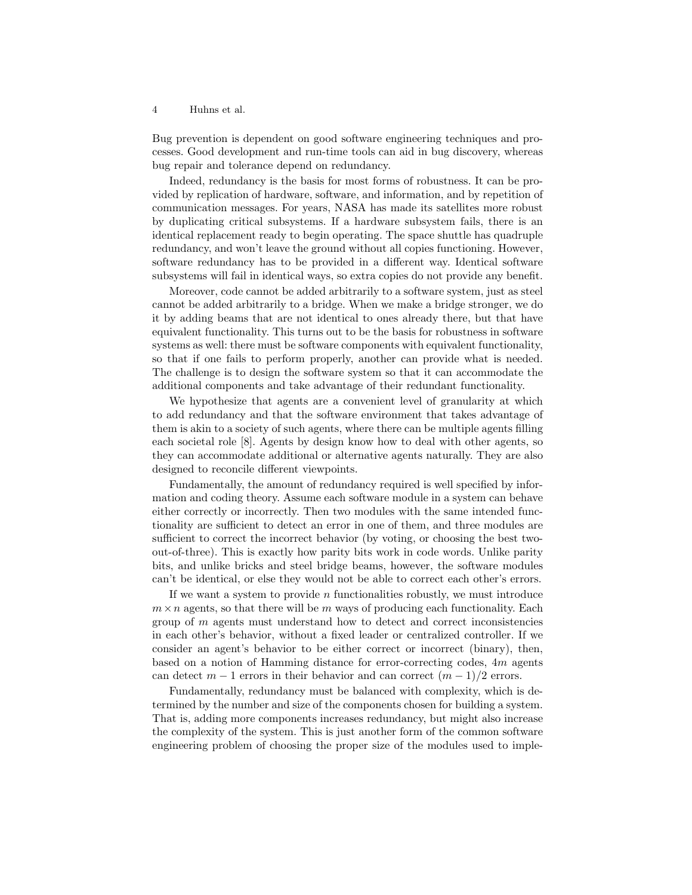Bug prevention is dependent on good software engineering techniques and processes. Good development and run-time tools can aid in bug discovery, whereas bug repair and tolerance depend on redundancy.

Indeed, redundancy is the basis for most forms of robustness. It can be provided by replication of hardware, software, and information, and by repetition of communication messages. For years, NASA has made its satellites more robust by duplicating critical subsystems. If a hardware subsystem fails, there is an identical replacement ready to begin operating. The space shuttle has quadruple redundancy, and won't leave the ground without all copies functioning. However, software redundancy has to be provided in a different way. Identical software subsystems will fail in identical ways, so extra copies do not provide any benefit.

Moreover, code cannot be added arbitrarily to a software system, just as steel cannot be added arbitrarily to a bridge. When we make a bridge stronger, we do it by adding beams that are not identical to ones already there, but that have equivalent functionality. This turns out to be the basis for robustness in software systems as well: there must be software components with equivalent functionality, so that if one fails to perform properly, another can provide what is needed. The challenge is to design the software system so that it can accommodate the additional components and take advantage of their redundant functionality.

We hypothesize that agents are a convenient level of granularity at which to add redundancy and that the software environment that takes advantage of them is akin to a society of such agents, where there can be multiple agents filling each societal role [8]. Agents by design know how to deal with other agents, so they can accommodate additional or alternative agents naturally. They are also designed to reconcile different viewpoints.

Fundamentally, the amount of redundancy required is well specified by information and coding theory. Assume each software module in a system can behave either correctly or incorrectly. Then two modules with the same intended functionality are sufficient to detect an error in one of them, and three modules are sufficient to correct the incorrect behavior (by voting, or choosing the best two-out-of-three). This is exactly how parity bits work in code words. Unlike parity bits, and unlike bricks and steel bridge beams, however, the software modules can't be identical, or else they would not be able to correct each other's errors.

If we want a system to provide $n$ functionalities robustly, we must introduce $m \times n$ agents, so that there will be $m$ ways of producing each functionality. Each group of $m$ agents must understand how to detect and correct inconsistencies in each other's behavior, without a fixed leader or centralized controller. If we consider an agent's behavior to be either correct or incorrect (binary), then, based on a notion of Hamming distance for error-correcting codes, $4m$ agents can detect $m - 1$ errors in their behavior and can correct $(m - 1)/2$ errors.

Fundamentally, redundancy must be balanced with complexity, which is determined by the number and size of the components chosen for building a system. That is, adding more components increases redundancy, but might also increase the complexity of the system. This is just another form of the common software engineering problem of choosing the proper size of the modules used to imple-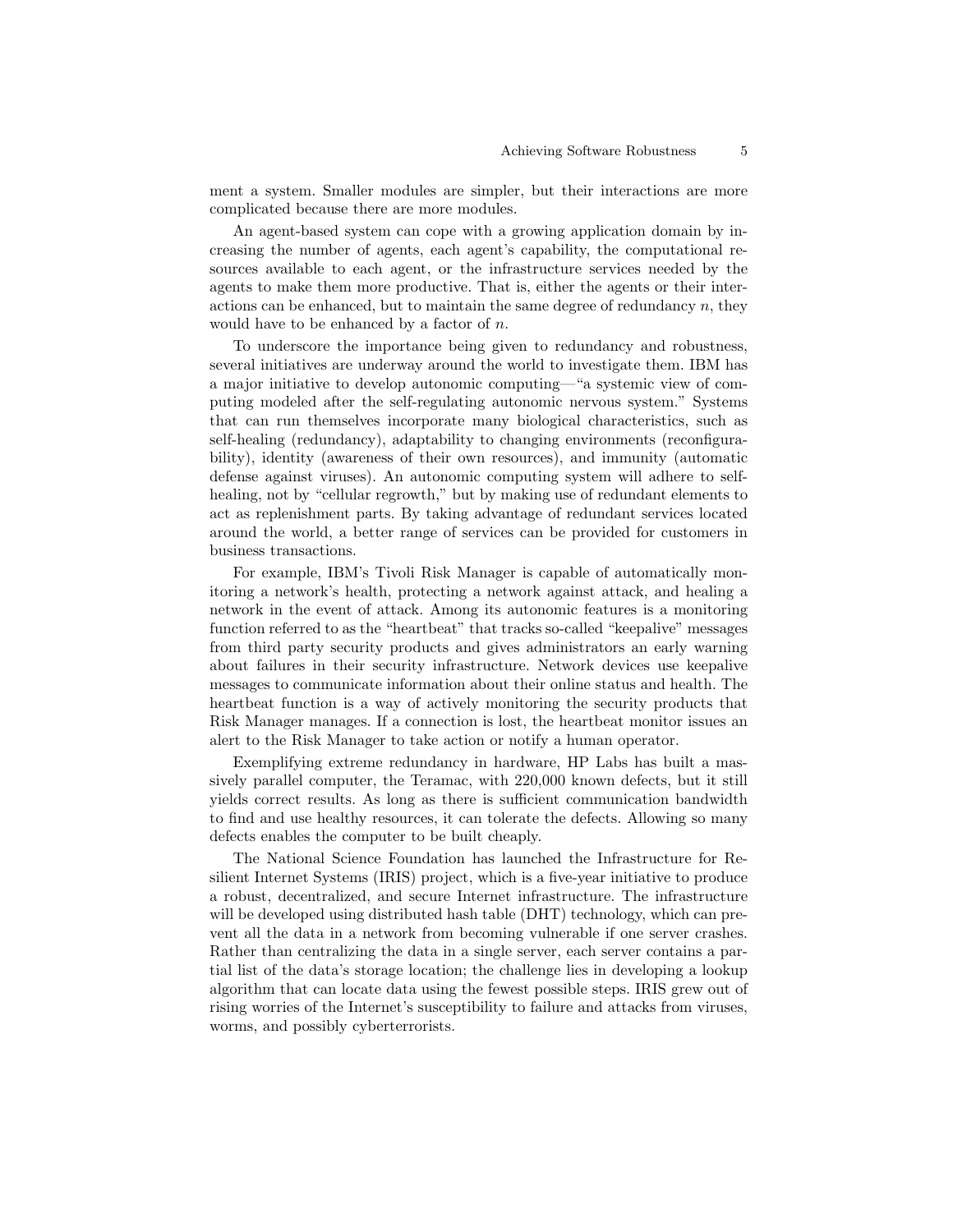ment a system. Smaller modules are simpler, but their interactions are more complicated because there are more modules.

An agent-based system can cope with a growing application domain by increasing the number of agents, each agent's capability, the computational resources available to each agent, or the infrastructure services needed by the agents to make them more productive. That is, either the agents or their interactions can be enhanced, but to maintain the same degree of redundancy $n$, they would have to be enhanced by a factor of $n$.

To underscore the importance being given to redundancy and robustness, several initiatives are underway around the world to investigate them. IBM has a major initiative to develop autonomic computing—"a systemic view of computing modeled after the self-regulating autonomic nervous system." Systems that can run themselves incorporate many biological characteristics, such as self-healing (redundancy), adaptability to changing environments (reconfigurability), identity (awareness of their own resources), and immunity (automatic defense against viruses). An autonomic computing system will adhere to self-healing, not by "cellular regrowth," but by making use of redundant elements to act as replenishment parts. By taking advantage of redundant services located around the world, a better range of services can be provided for customers in business transactions.

For example, IBM's Tivoli Risk Manager is capable of automatically monitoring a network's health, protecting a network against attack, and healing a network in the event of attack. Among its autonomic features is a monitoring function referred to as the "heartbeat" that tracks so-called "keepalive" messages from third party security products and gives administrators an early warning about failures in their security infrastructure. Network devices use keepalive messages to communicate information about their online status and health. The heartbeat function is a way of actively monitoring the security products that Risk Manager manages. If a connection is lost, the heartbeat monitor issues an alert to the Risk Manager to take action or notify a human operator.

Exemplifying extreme redundancy in hardware, HP Labs has built a massively parallel computer, the Teramac, with 220,000 known defects, but it still yields correct results. As long as there is sufficient communication bandwidth to find and use healthy resources, it can tolerate the defects. Allowing so many defects enables the computer to be built cheaply.

The National Science Foundation has launched the Infrastructure for Resilient Internet Systems (IRIS) project, which is a five-year initiative to produce a robust, decentralized, and secure Internet infrastructure. The infrastructure will be developed using distributed hash table (DHT) technology, which can prevent all the data in a network from becoming vulnerable if one server crashes. Rather than centralizing the data in a single server, each server contains a partial list of the data's storage location; the challenge lies in developing a lookup algorithm that can locate data using the fewest possible steps. IRIS grew out of rising worries of the Internet's susceptibility to failure and attacks from viruses, worms, and possibly cyberterrorists.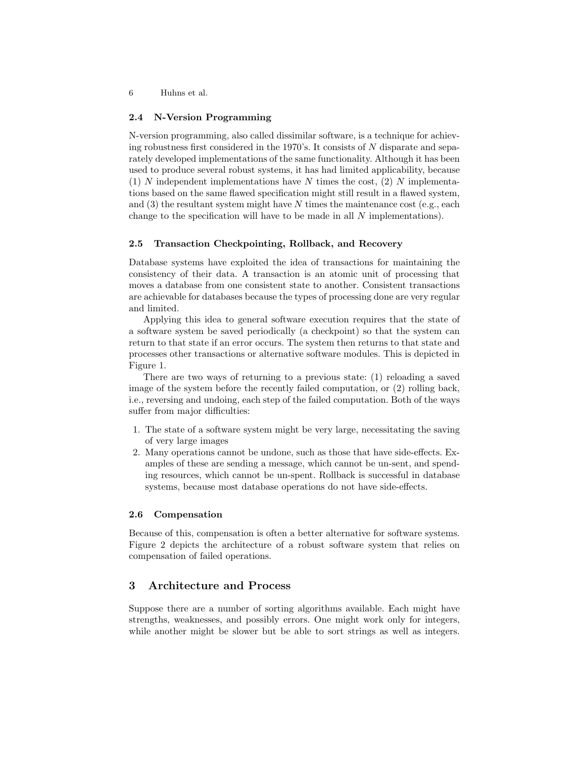### 2.4 N-Version Programming

N-version programming, also called dissimilar software, is a technique for achieving robustness first considered in the 1970's. It consists of $N$ disparate and separately developed implementations of the same functionality. Although it has been used to produce several robust systems, it has had limited applicability, because (1) $N$ independent implementations have $N$ times the cost, (2) $N$ implementations based on the same flawed specification might still result in a flawed system, and (3) the resultant system might have $N$ times the maintenance cost (e.g., each change to the specification will have to be made in all $N$ implementations).

### 2.5 Transaction Checkpointing, Rollback, and Recovery

Database systems have exploited the idea of transactions for maintaining the consistency of their data. A transaction is an atomic unit of processing that moves a database from one consistent state to another. Consistent transactions are achievable for databases because the types of processing done are very regular and limited.

Applying this idea to general software execution requires that the state of a software system be saved periodically (a checkpoint) so that the system can return to that state if an error occurs. The system then returns to that state and processes other transactions or alternative software modules. This is depicted in Figure 1.

There are two ways of returning to a previous state: (1) reloading a saved image of the system before the recently failed computation, or (2) rolling back, i.e., reversing and undoing, each step of the failed computation. Both of the ways suffer from major difficulties:

1. The state of a software system might be very large, necessitating the saving of very large images
2. Many operations cannot be undone, such as those that have side-effects. Examples of these are sending a message, which cannot be un-sent, and spending resources, which cannot be un-spent. Rollback is successful in database systems, because most database operations do not have side-effects.

### 2.6 Compensation

Because of this, compensation is often a better alternative for software systems. Figure 2 depicts the architecture of a robust software system that relies on compensation of failed operations.

## 3 Architecture and Process

Suppose there are a number of sorting algorithms available. Each might have strengths, weaknesses, and possibly errors. One might work only for integers, while another might be slower but be able to sort strings as well as integers.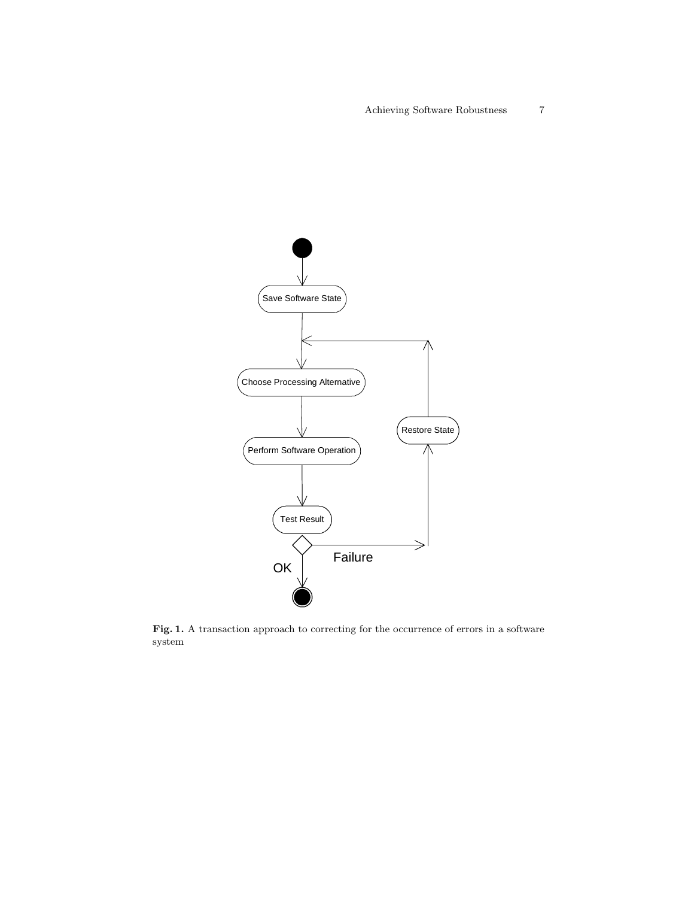**Fig. 1.** A transaction approach to correcting for the occurrence of errors in a software system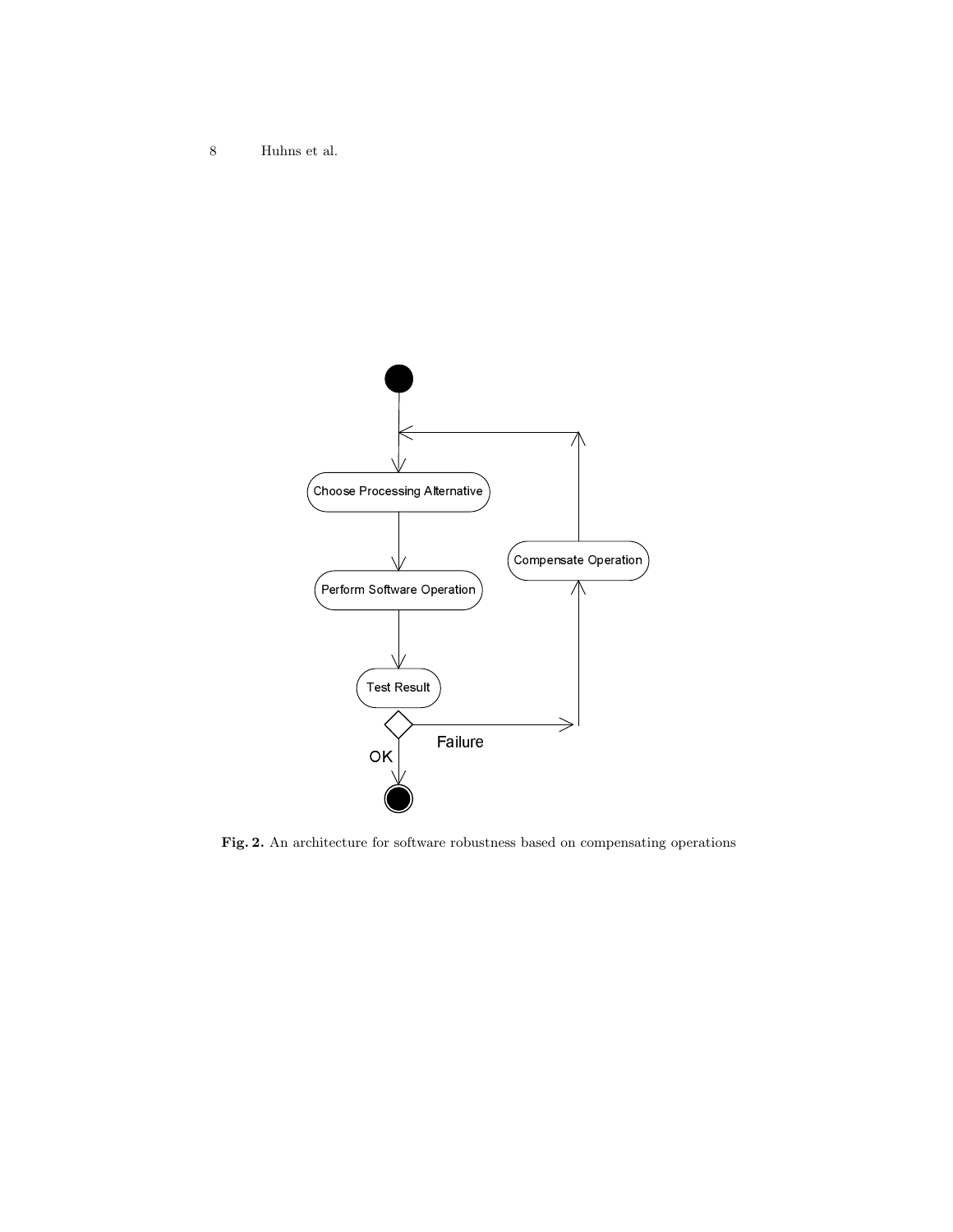Choose Processing Alternative

Perform Software Operation

Test Result

OK

Failure

Compensate Operation

**Fig. 2.** An architecture for software robustness based on compensating operations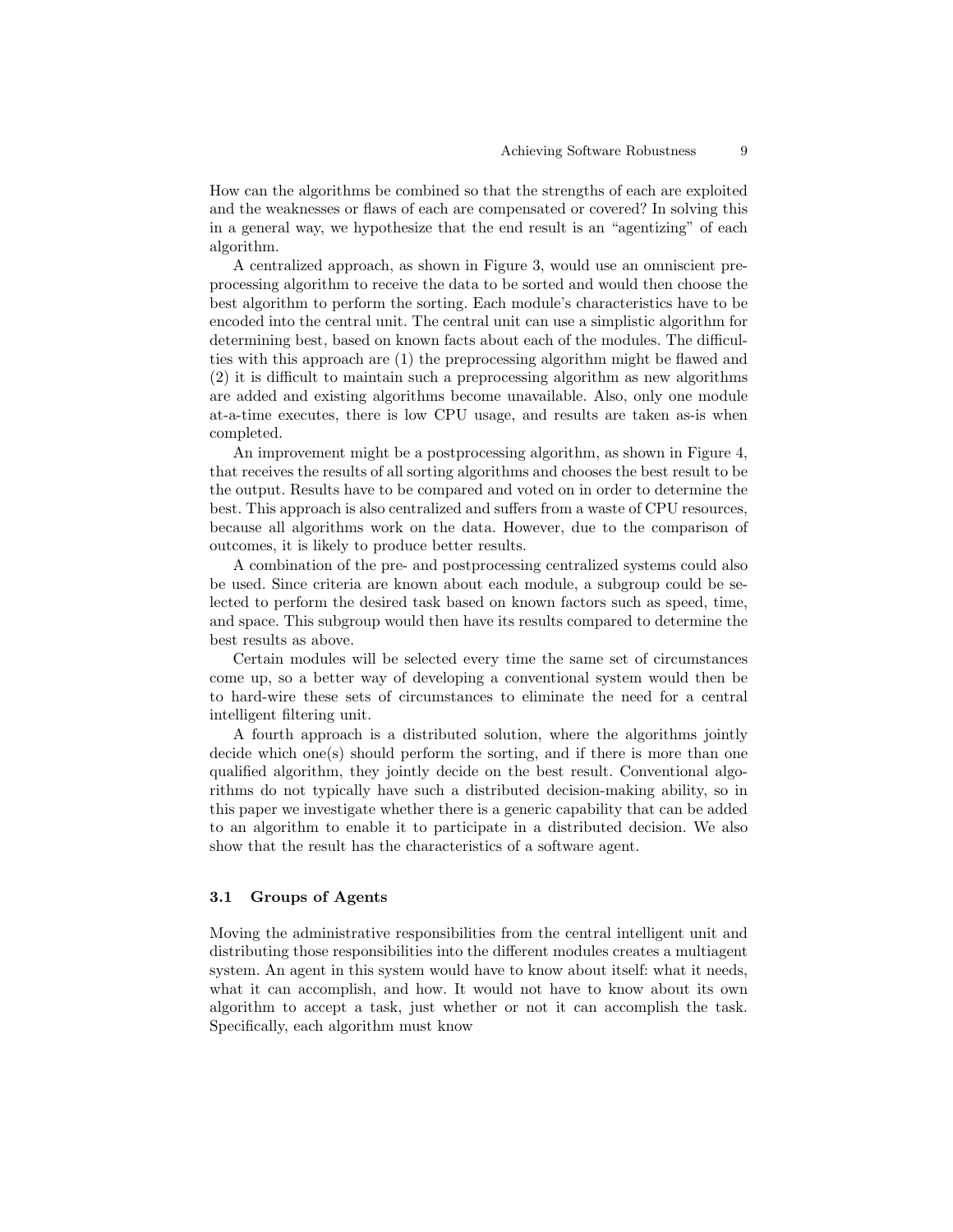How can the algorithms be combined so that the strengths of each are exploited and the weaknesses or flaws of each are compensated or covered? In solving this in a general way, we hypothesize that the end result is an "agentizing" of each algorithm.

A centralized approach, as shown in Figure 3, would use an omniscient preprocessing algorithm to receive the data to be sorted and would then choose the best algorithm to perform the sorting. Each module's characteristics have to be encoded into the central unit. The central unit can use a simplistic algorithm for determining best, based on known facts about each of the modules. The difficulties with this approach are (1) the preprocessing algorithm might be flawed and (2) it is difficult to maintain such a preprocessing algorithm as new algorithms are added and existing algorithms become unavailable. Also, only one module at-a-time executes, there is low CPU usage, and results are taken as-is when completed.

An improvement might be a postprocessing algorithm, as shown in Figure 4, that receives the results of all sorting algorithms and chooses the best result to be the output. Results have to be compared and voted on in order to determine the best. This approach is also centralized and suffers from a waste of CPU resources, because all algorithms work on the data. However, due to the comparison of outcomes, it is likely to produce better results.

A combination of the pre- and postprocessing centralized systems could also be used. Since criteria are known about each module, a subgroup could be selected to perform the desired task based on known factors such as speed, time, and space. This subgroup would then have its results compared to determine the best results as above.

Certain modules will be selected every time the same set of circumstances come up, so a better way of developing a conventional system would then be to hard-wire these sets of circumstances to eliminate the need for a central intelligent filtering unit.

A fourth approach is a distributed solution, where the algorithms jointly decide which one(s) should perform the sorting, and if there is more than one qualified algorithm, they jointly decide on the best result. Conventional algorithms do not typically have such a distributed decision-making ability, so in this paper we investigate whether there is a generic capability that can be added to an algorithm to enable it to participate in a distributed decision. We also show that the result has the characteristics of a software agent.

### 3.1 Groups of Agents

Moving the administrative responsibilities from the central intelligent unit and distributing those responsibilities into the different modules creates a multiagent system. An agent in this system would have to know about itself: what it needs, what it can accomplish, and how. It would not have to know about its own algorithm to accept a task, just whether or not it can accomplish the task. Specifically, each algorithm must know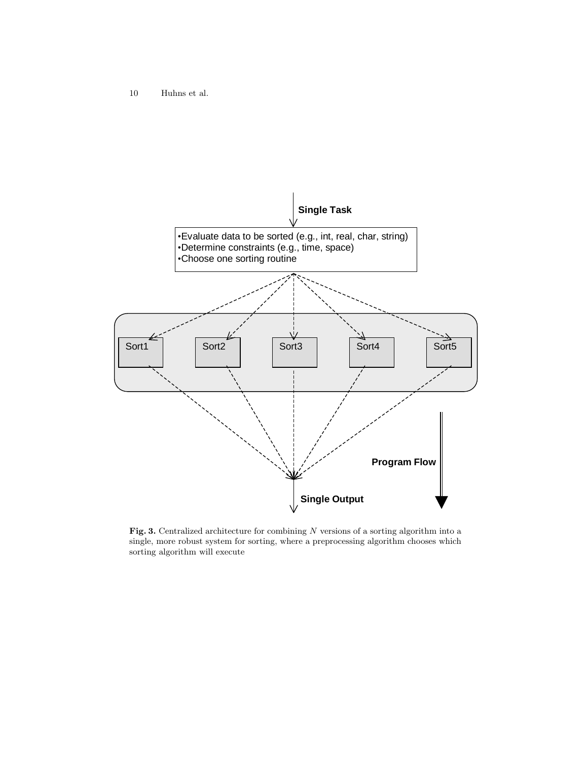Single Task

- •Evaluate data to be sorted (e.g., int, real, char, string)
- •Determine constraints (e.g., time, space)
- •Choose one sorting routine

Sort1 Sort2 Sort3 Sort4 Sort5

Program Flow

Single Output

**Fig. 3.** Centralized architecture for combining $N$ versions of a sorting algorithm into a single, more robust system for sorting, where a preprocessing algorithm chooses which sorting algorithm will execute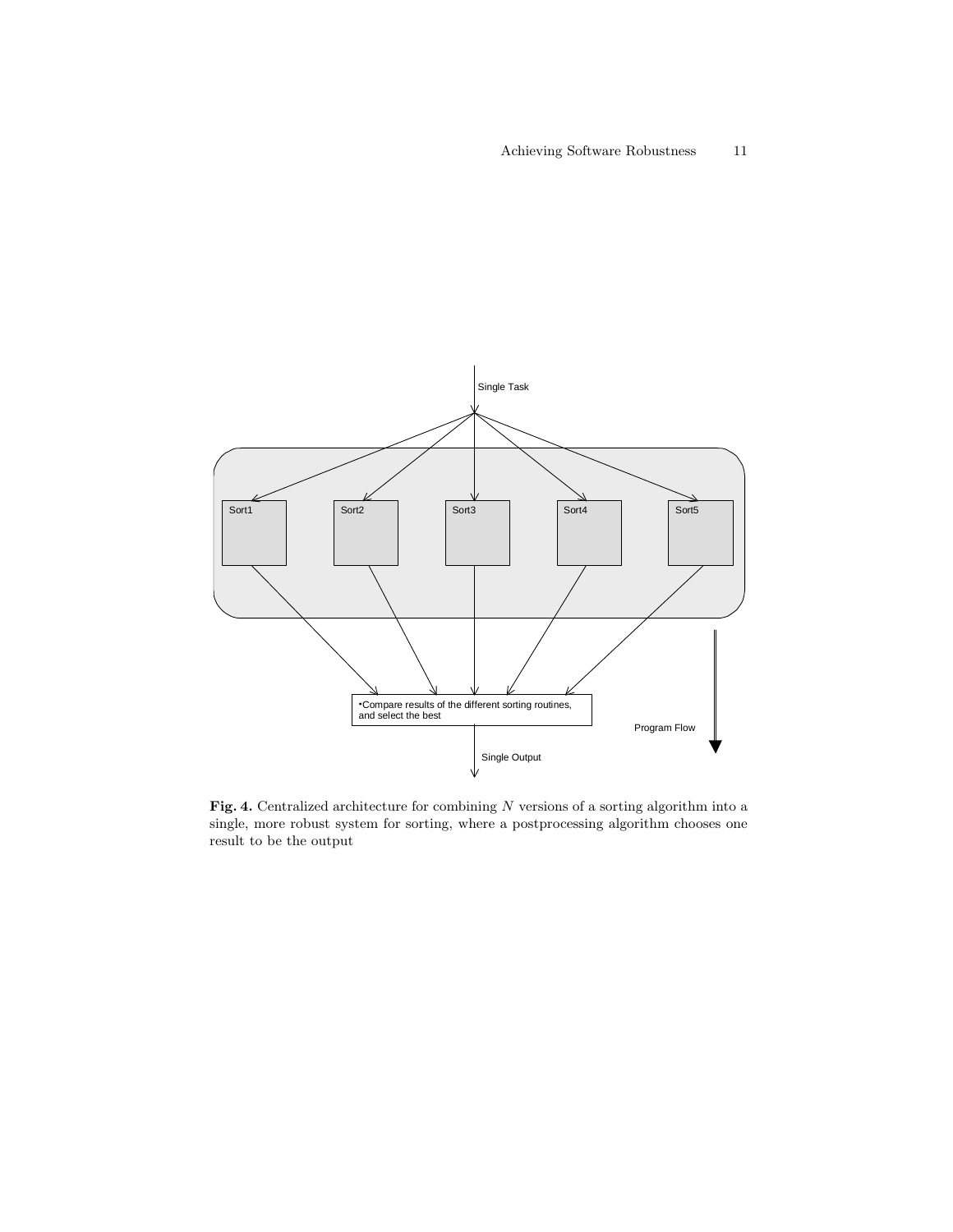Single Task

Sort1 Sort2 Sort3 Sort4 Sort5

•Compare results of the different sorting routines, and select the best

Program Flow

Single Output

**Fig. 4.** Centralized architecture for combining $N$ versions of a sorting algorithm into a single, more robust system for sorting, where a postprocessing algorithm chooses one result to be the output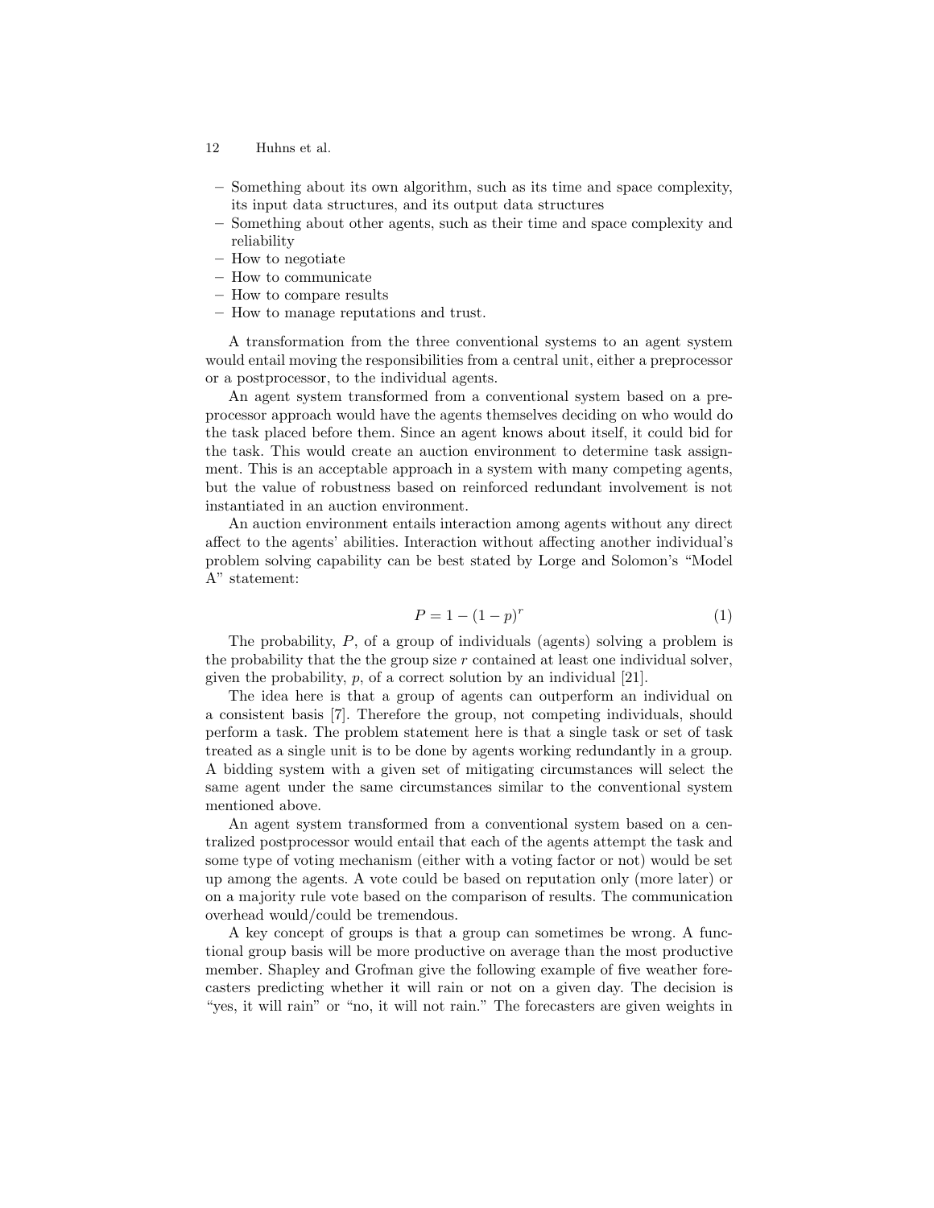- Something about its own algorithm, such as its time and space complexity, its input data structures, and its output data structures
- Something about other agents, such as their time and space complexity and reliability
- How to negotiate
- How to communicate
- How to compare results
- How to manage reputations and trust.

A transformation from the three conventional systems to an agent system would entail moving the responsibilities from a central unit, either a preprocessor or a postprocessor, to the individual agents.

An agent system transformed from a conventional system based on a preprocessor approach would have the agents themselves deciding on who would do the task placed before them. Since an agent knows about itself, it could bid for the task. This would create an auction environment to determine task assignment. This is an acceptable approach in a system with many competing agents, but the value of robustness based on reinforced redundant involvement is not instantiated in an auction environment.

An auction environment entails interaction among agents without any direct affect to the agents' abilities. Interaction without affecting another individual's problem solving capability can be best stated by Lorge and Solomon's "Model A" statement:

$$P = 1 - (1 - p)^r \tag{1}$$

The probability, $P$, of a group of individuals (agents) solving a problem is the probability that the the group size $r$ contained at least one individual solver, given the probability, $p$, of a correct solution by an individual [21].

The idea here is that a group of agents can outperform an individual on a consistent basis [7]. Therefore the group, not competing individuals, should perform a task. The problem statement here is that a single task or set of task treated as a single unit is to be done by agents working redundantly in a group. A bidding system with a given set of mitigating circumstances will select the same agent under the same circumstances similar to the conventional system mentioned above.

An agent system transformed from a conventional system based on a centralized postprocessor would entail that each of the agents attempt the task and some type of voting mechanism (either with a voting factor or not) would be set up among the agents. A vote could be based on reputation only (more later) or on a majority rule vote based on the comparison of results. The communication overhead would/could be tremendous.

A key concept of groups is that a group can sometimes be wrong. A functional group basis will be more productive on average than the most productive member. Shapley and Grofman give the following example of five weather forecasters predicting whether it will rain or not on a given day. The decision is "yes, it will rain" or "no, it will not rain." The forecasters are given weights in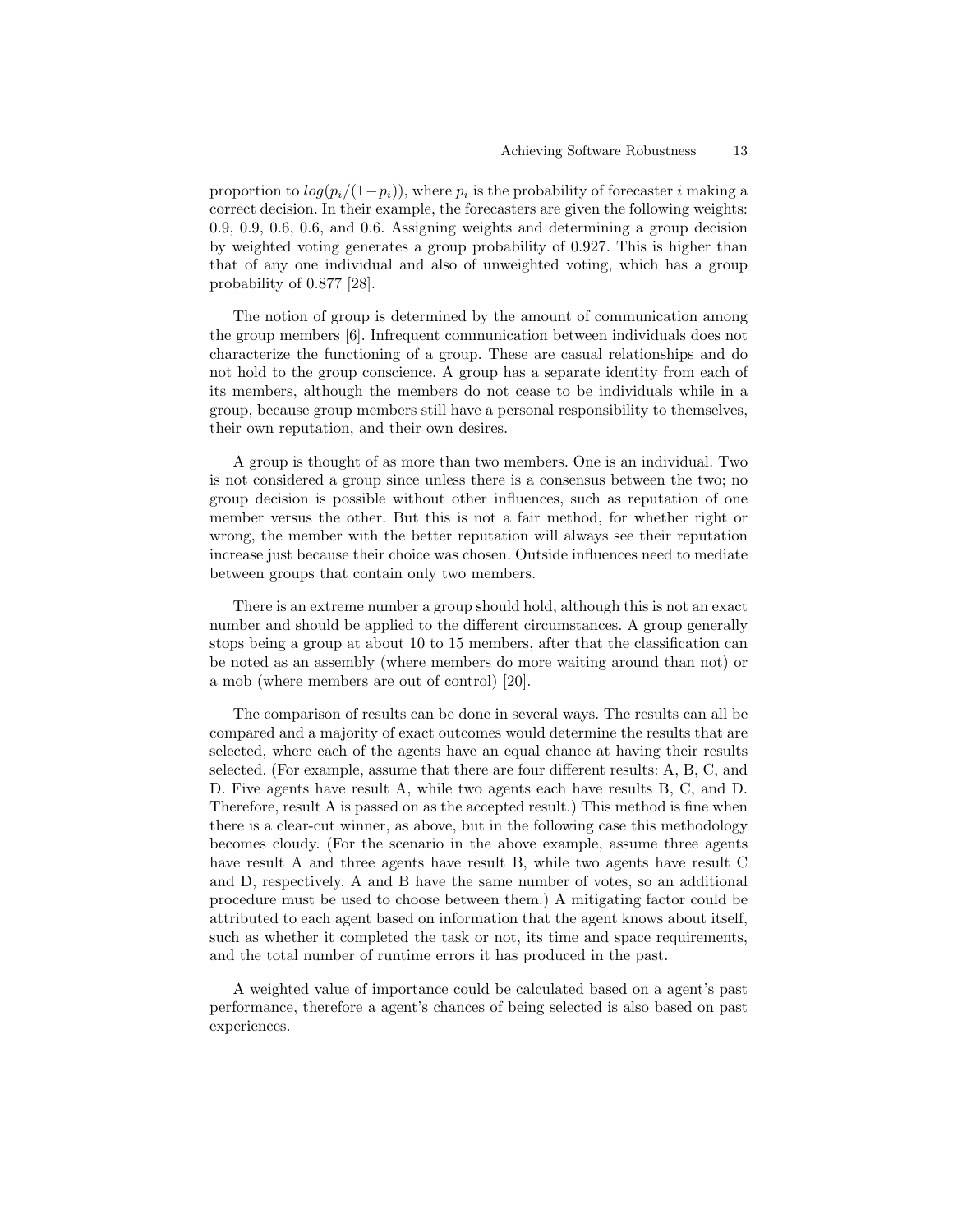proportion to $log(p_i/(1-p_i))$, where $p_i$ is the probability of forecaster $i$ making a correct decision. In their example, the forecasters are given the following weights: 0.9, 0.9, 0.6, 0.6, and 0.6. Assigning weights and determining a group decision by weighted voting generates a group probability of 0.927. This is higher than that of any one individual and also of unweighted voting, which has a group probability of 0.877 [28].

The notion of group is determined by the amount of communication among the group members [6]. Infrequent communication between individuals does not characterize the functioning of a group. These are casual relationships and do not hold to the group conscience. A group has a separate identity from each of its members, although the members do not cease to be individuals while in a group, because group members still have a personal responsibility to themselves, their own reputation, and their own desires.

A group is thought of as more than two members. One is an individual. Two is not considered a group since unless there is a consensus between the two; no group decision is possible without other influences, such as reputation of one member versus the other. But this is not a fair method, for whether right or wrong, the member with the better reputation will always see their reputation increase just because their choice was chosen. Outside influences need to mediate between groups that contain only two members.

There is an extreme number a group should hold, although this is not an exact number and should be applied to the different circumstances. A group generally stops being a group at about 10 to 15 members, after that the classification can be noted as an assembly (where members do more waiting around than not) or a mob (where members are out of control) [20].

The comparison of results can be done in several ways. The results can all be compared and a majority of exact outcomes would determine the results that are selected, where each of the agents have an equal chance at having their results selected. (For example, assume that there are four different results: A, B, C, and D. Five agents have result A, while two agents each have results B, C, and D. Therefore, result A is passed on as the accepted result.) This method is fine when there is a clear-cut winner, as above, but in the following case this methodology becomes cloudy. (For the scenario in the above example, assume three agents have result A and three agents have result B, while two agents have result C and D, respectively. A and B have the same number of votes, so an additional procedure must be used to choose between them.) A mitigating factor could be attributed to each agent based on information that the agent knows about itself, such as whether it completed the task or not, its time and space requirements, and the total number of runtime errors it has produced in the past.

A weighted value of importance could be calculated based on a agent's past performance, therefore a agent's chances of being selected is also based on past experiences.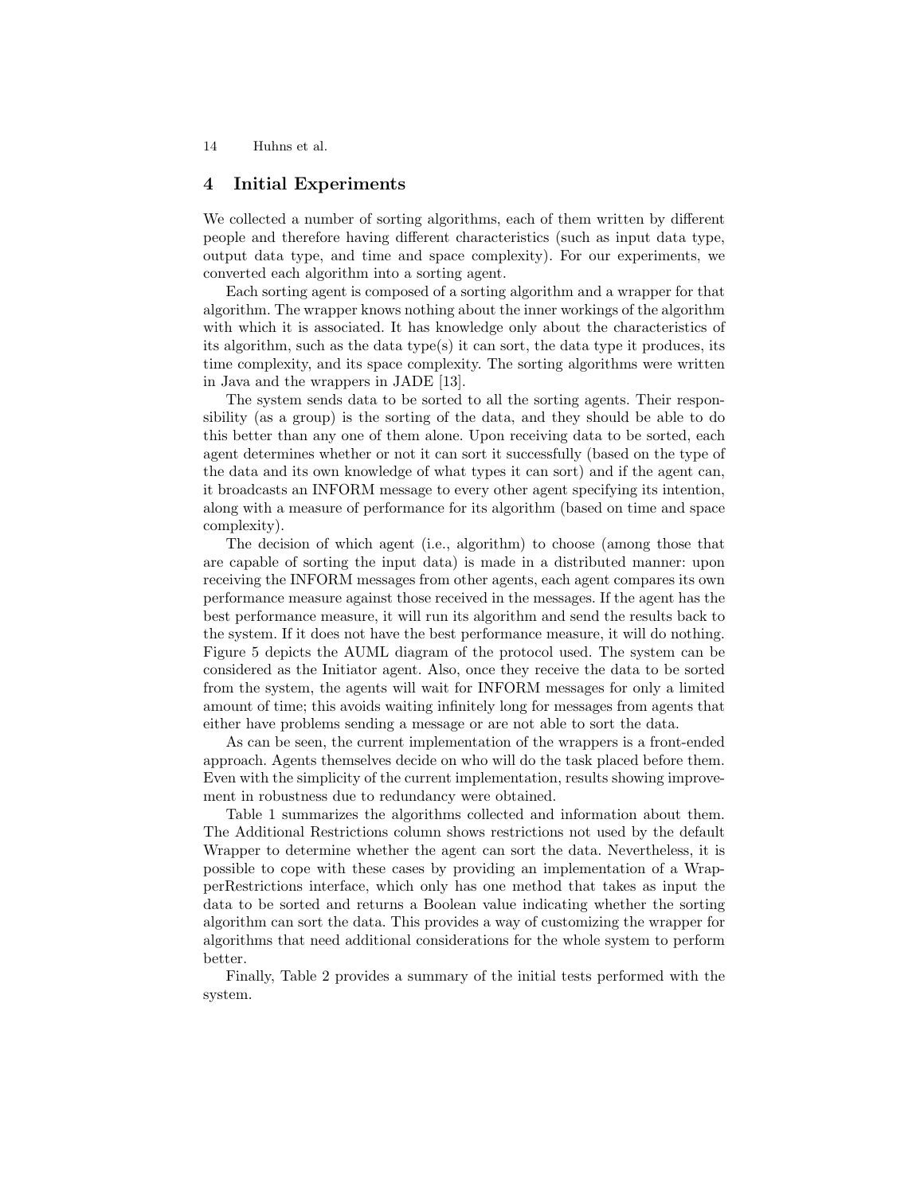## 4 Initial Experiments

We collected a number of sorting algorithms, each of them written by different people and therefore having different characteristics (such as input data type, output data type, and time and space complexity). For our experiments, we converted each algorithm into a sorting agent.

Each sorting agent is composed of a sorting algorithm and a wrapper for that algorithm. The wrapper knows nothing about the inner workings of the algorithm with which it is associated. It has knowledge only about the characteristics of its algorithm, such as the data type(s) it can sort, the data type it produces, its time complexity, and its space complexity. The sorting algorithms were written in Java and the wrappers in JADE [13].

The system sends data to be sorted to all the sorting agents. Their responsibility (as a group) is the sorting of the data, and they should be able to do this better than any one of them alone. Upon receiving data to be sorted, each agent determines whether or not it can sort it successfully (based on the type of the data and its own knowledge of what types it can sort) and if the agent can, it broadcasts an INFORM message to every other agent specifying its intention, along with a measure of performance for its algorithm (based on time and space complexity).

The decision of which agent (i.e., algorithm) to choose (among those that are capable of sorting the input data) is made in a distributed manner: upon receiving the INFORM messages from other agents, each agent compares its own performance measure against those received in the messages. If the agent has the best performance measure, it will run its algorithm and send the results back to the system. If it does not have the best performance measure, it will do nothing. Figure 5 depicts the AUML diagram of the protocol used. The system can be considered as the Initiator agent. Also, once they receive the data to be sorted from the system, the agents will wait for INFORM messages for only a limited amount of time; this avoids waiting infinitely long for messages from agents that either have problems sending a message or are not able to sort the data.

As can be seen, the current implementation of the wrappers is a front-ended approach. Agents themselves decide on who will do the task placed before them. Even with the simplicity of the current implementation, results showing improvement in robustness due to redundancy were obtained.

Table 1 summarizes the algorithms collected and information about them. The Additional Restrictions column shows restrictions not used by the default Wrapper to determine whether the agent can sort the data. Nevertheless, it is possible to cope with these cases by providing an implementation of a WrapperRestrictions interface, which only has one method that takes as input the data to be sorted and returns a Boolean value indicating whether the sorting algorithm can sort the data. This provides a way of customizing the wrapper for algorithms that need additional considerations for the whole system to perform better.

Finally, Table 2 provides a summary of the initial tests performed with the system.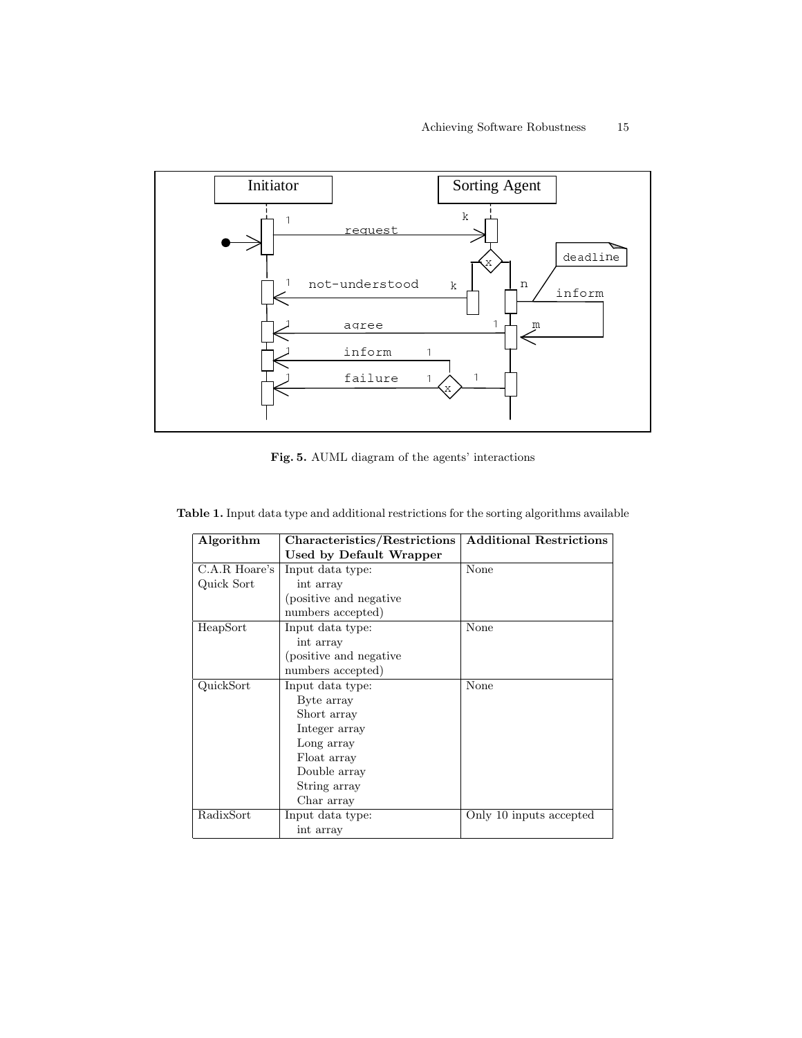**Fig. 5.** AUML diagram of the agents' interactions

**Table 1.** Input data type and additional restrictions for the sorting algorithms available

| Algorithm | Characteristics/Restrictions Used by Default Wrapper | Additional Restrictions |
|---|---|---|
| C.A.R Hoare's Quick Sort | Input data type: int array (positive and negative numbers accepted) | None |
| HeapSort | Input data type: int array (positive and negative numbers accepted) | None |
| QuickSort | Input data type: Byte array Short array Integer array Long array Float array Double array String array Char array | None |
| RadixSort | Input data type: int array | Only 10 inputs accepted |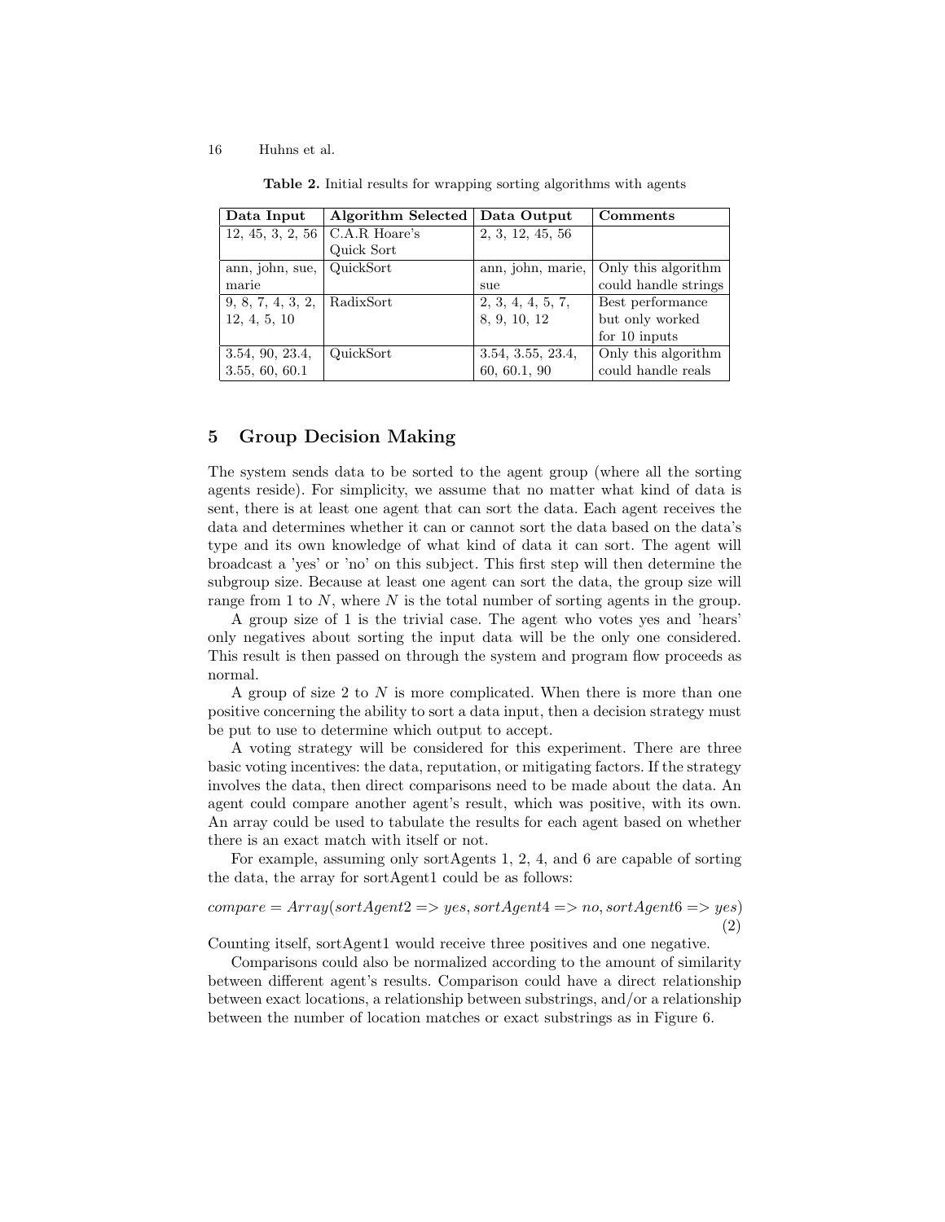**Table 2.** Initial results for wrapping sorting algorithms with agents

| Data Input | Algorithm Selected | Data Output | Comments |
|---|---|---|---|
| 12, 45, 3, 2, 56 | C.A.R Hoare's Quick Sort | 2, 3, 12, 45, 56 | |
| ann, john, sue, marie | QuickSort | ann, john, marie, sue | Only this algorithm could handle strings |
| 9, 8, 7, 4, 3, 2, 12, 4, 5, 10 | RadixSort | 2, 3, 4, 4, 5, 7, 8, 9, 10, 12 | Best performance but only worked for 10 inputs |
| 3.54, 90, 23.4, 3.55, 60, 60.1 | QuickSort | 3.54, 3.55, 23.4, 60, 60.1, 90 | Only this algorithm could handle reals |

## 5 Group Decision Making

The system sends data to be sorted to the agent group (where all the sorting agents reside). For simplicity, we assume that no matter what kind of data is sent, there is at least one agent that can sort the data. Each agent receives the data and determines whether it can or cannot sort the data based on the data's type and its own knowledge of what kind of data it can sort. The agent will broadcast a 'yes' or 'no' on this subject. This first step will then determine the subgroup size. Because at least one agent can sort the data, the group size will range from 1 to $N$, where $N$ is the total number of sorting agents in the group.

A group size of 1 is the trivial case. The agent who votes yes and 'hears' only negatives about sorting the input data will be the only one considered. This result is then passed on through the system and program flow proceeds as normal.

A group of size 2 to $N$ is more complicated. When there is more than one positive concerning the ability to sort a data input, then a decision strategy must be put to use to determine which output to accept.

A voting strategy will be considered for this experiment. There are three basic voting incentives: the data, reputation, or mitigating factors. If the strategy involves the data, then direct comparisons need to be made about the data. An agent could compare another agent's result, which was positive, with its own. An array could be used to tabulate the results for each agent based on whether there is an exact match with itself or not.

For example, assuming only sortAgents 1, 2, 4, and 6 are capable of sorting the data, the array for sortAgent1 could be as follows:

$$compare = Array(sortAgent2 => yes, sortAgent4 => no, sortAgent6 => yes) \quad (2)$$

Counting itself, sortAgent1 would receive three positives and one negative.

Comparisons could also be normalized according to the amount of similarity between different agent's results. Comparison could have a direct relationship between exact locations, a relationship between substrings, and/or a relationship between the number of location matches or exact substrings as in Figure 6.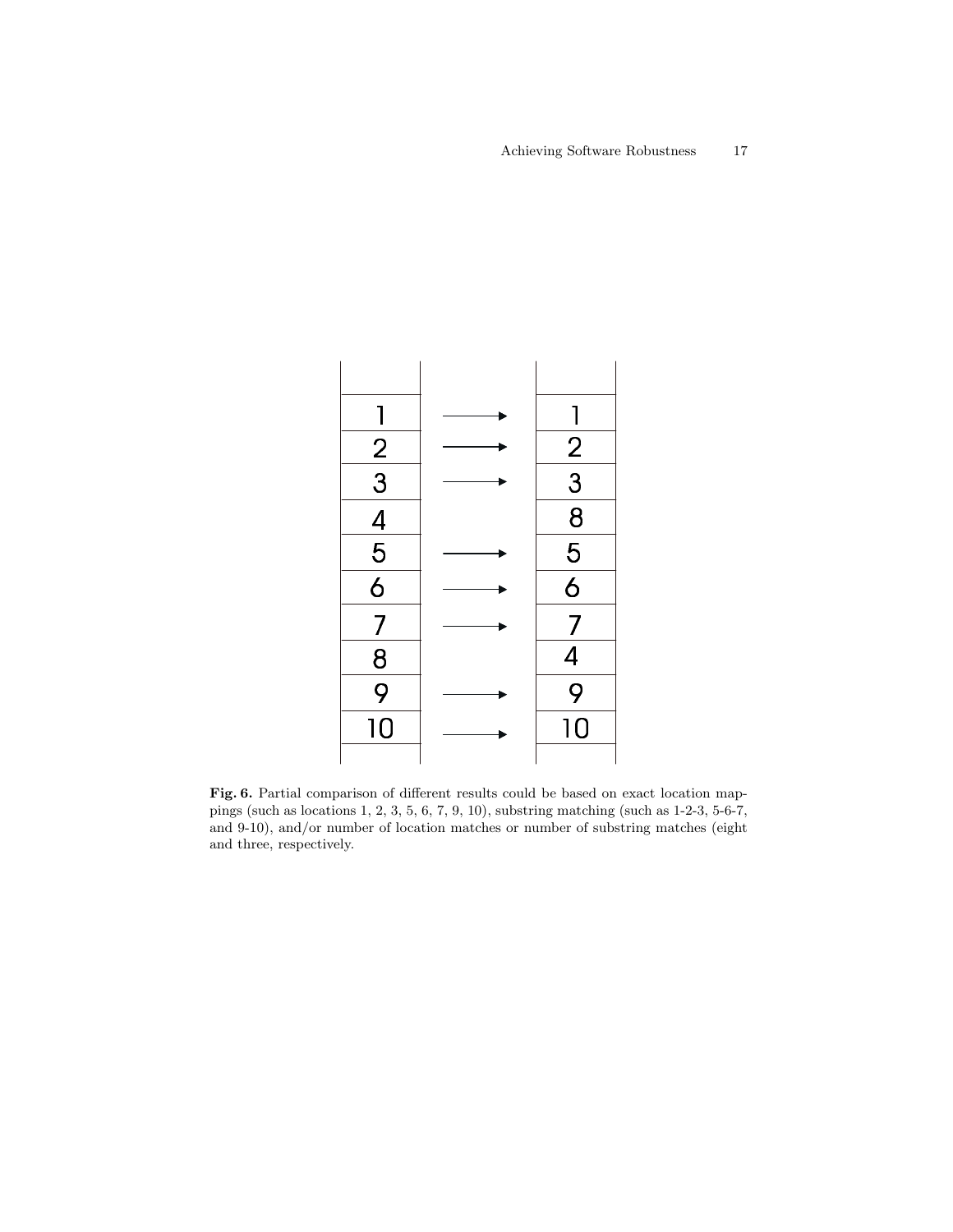| | | |
|---|---|---|
| 1 | → | 1 |
| 2 | → | 2 |
| 3 | → | 3 |
| 4 | | 8 |
| 5 | → | 5 |
| 6 | → | 6 |
| 7 | → | 7 |
| 8 | | 4 |
| 9 | → | 9 |
| 10 | → | 10 |

**Fig. 6.** Partial comparison of different results could be based on exact location mappings (such as locations 1, 2, 3, 5, 6, 7, 9, 10), substring matching (such as 1-2-3, 5-6-7, and 9-10), and/or number of location matches or number of substring matches (eight and three, respectively.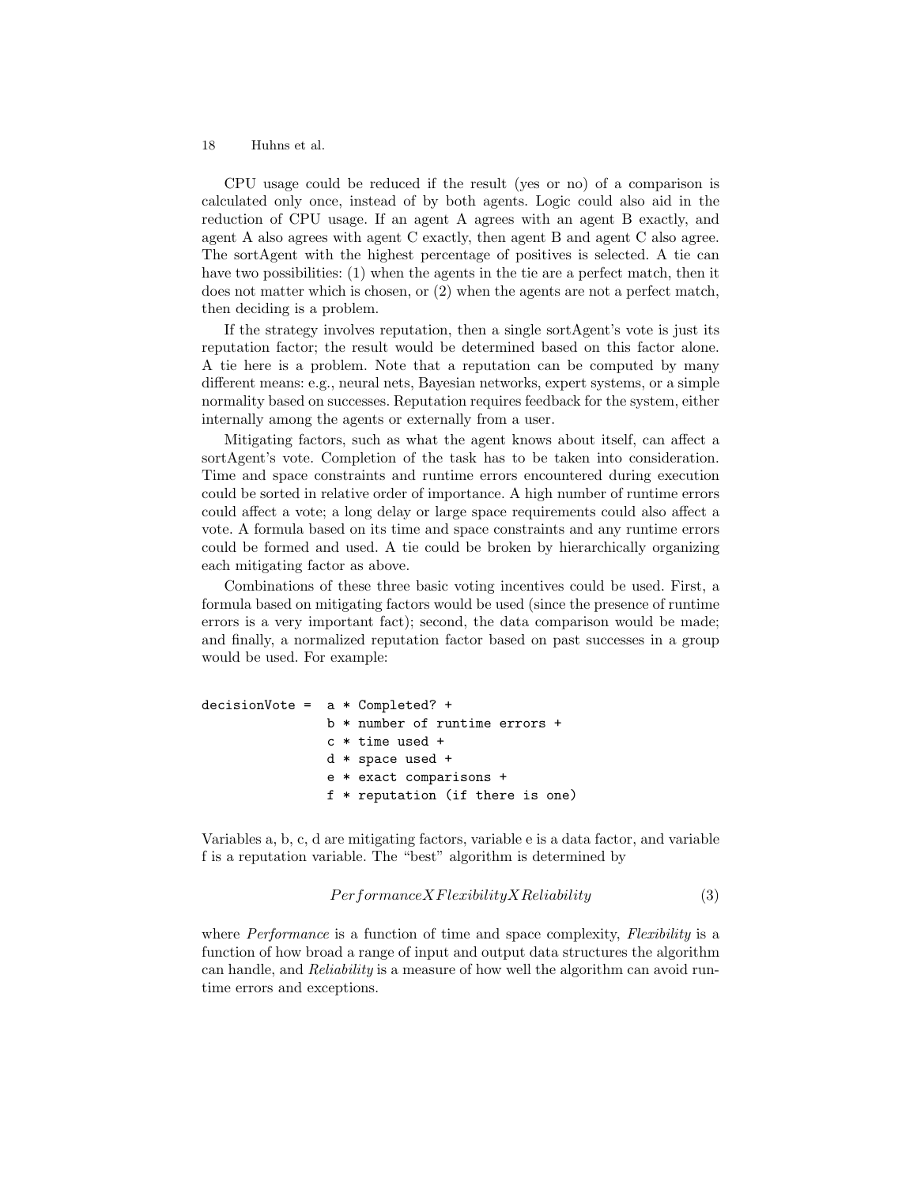CPU usage could be reduced if the result (yes or no) of a comparison is calculated only once, instead of by both agents. Logic could also aid in the reduction of CPU usage. If an agent A agrees with an agent B exactly, and agent A also agrees with agent C exactly, then agent B and agent C also agree. The sortAgent with the highest percentage of positives is selected. A tie can have two possibilities: (1) when the agents in the tie are a perfect match, then it does not matter which is chosen, or (2) when the agents are not a perfect match, then deciding is a problem.

If the strategy involves reputation, then a single sortAgent's vote is just its reputation factor; the result would be determined based on this factor alone. A tie here is a problem. Note that a reputation can be computed by many different means: e.g., neural nets, Bayesian networks, expert systems, or a simple normality based on successes. Reputation requires feedback for the system, either internally among the agents or externally from a user.

Mitigating factors, such as what the agent knows about itself, can affect a sortAgent's vote. Completion of the task has to be taken into consideration. Time and space constraints and runtime errors encountered during execution could be sorted in relative order of importance. A high number of runtime errors could affect a vote; a long delay or large space requirements could also affect a vote. A formula based on its time and space constraints and any runtime errors could be formed and used. A tie could be broken by hierarchically organizing each mitigating factor as above.

Combinations of these three basic voting incentives could be used. First, a formula based on mitigating factors would be used (since the presence of runtime errors is a very important fact); second, the data comparison would be made; and finally, a normalized reputation factor based on past successes in a group would be used. For example:

```
decisionVote =  a * Completed? +
                b * number of runtime errors +
                c * time used +
                d * space used +
                e * exact comparisons +
                f * reputation (if there is one)
```

Variables a, b, c, d are mitigating factors, variable e is a data factor, and variable f is a reputation variable. The "best" algorithm is determined by

$$Performance X Flexibility X Reliability \tag{3}$$

where *Performance* is a function of time and space complexity, *Flexibility* is a function of how broad a range of input and output data structures the algorithm can handle, and *Reliability* is a measure of how well the algorithm can avoid runtime errors and exceptions.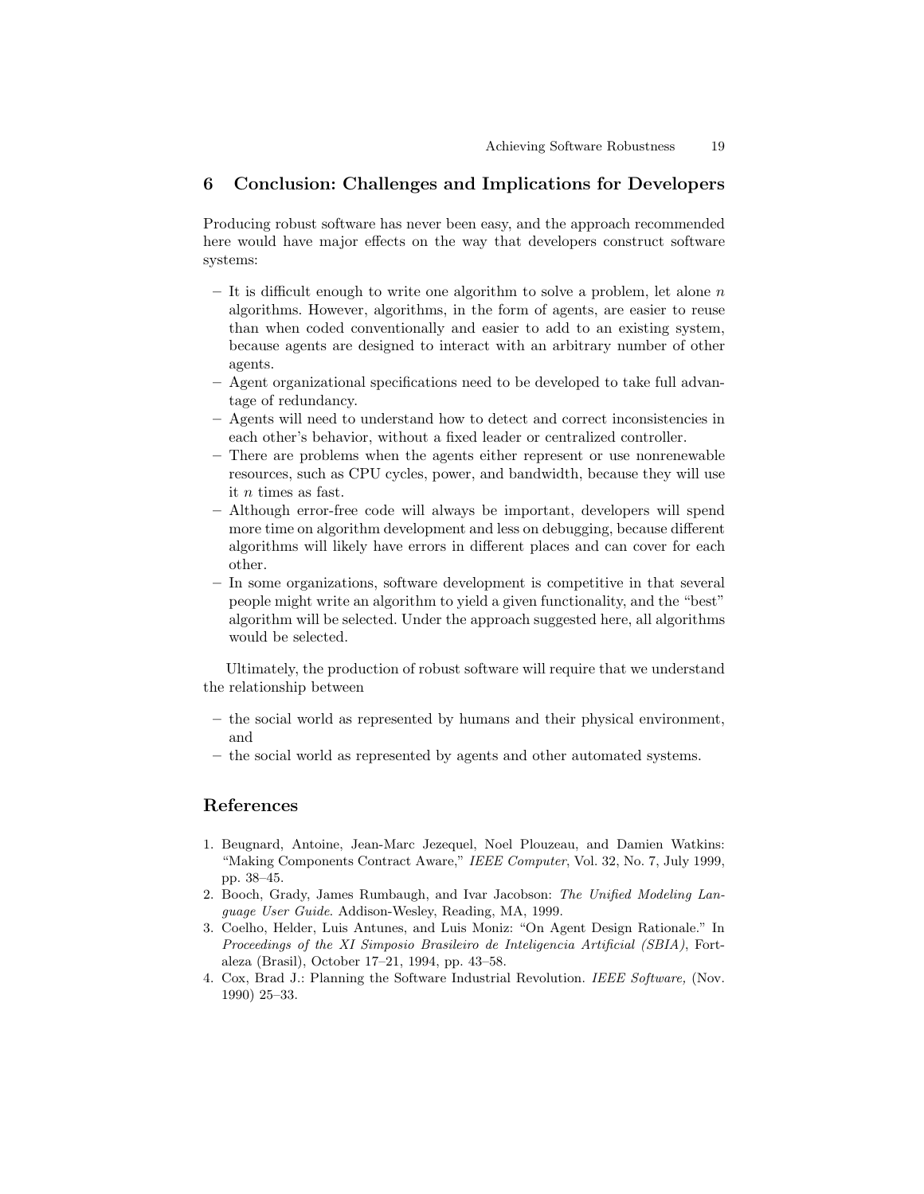## 6 Conclusion: Challenges and Implications for Developers

Producing robust software has never been easy, and the approach recommended here would have major effects on the way that developers construct software systems:

- It is difficult enough to write one algorithm to solve a problem, let alone $n$ algorithms. However, algorithms, in the form of agents, are easier to reuse than when coded conventionally and easier to add to an existing system, because agents are designed to interact with an arbitrary number of other agents.
- Agent organizational specifications need to be developed to take full advantage of redundancy.
- Agents will need to understand how to detect and correct inconsistencies in each other's behavior, without a fixed leader or centralized controller.
- There are problems when the agents either represent or use nonrenewable resources, such as CPU cycles, power, and bandwidth, because they will use it $n$ times as fast.
- Although error-free code will always be important, developers will spend more time on algorithm development and less on debugging, because different algorithms will likely have errors in different places and can cover for each other.
- In some organizations, software development is competitive in that several people might write an algorithm to yield a given functionality, and the "best" algorithm will be selected. Under the approach suggested here, all algorithms would be selected.

Ultimately, the production of robust software will require that we understand the relationship between

- the social world as represented by humans and their physical environment, and
- the social world as represented by agents and other automated systems.

## References

1. Beugnard, Antoine, Jean-Marc Jezequel, Noel Plouzeau, and Damien Watkins: "Making Components Contract Aware," *IEEE Computer*, Vol. 32, No. 7, July 1999, pp. 38–45.
2. Booch, Grady, James Rumbaugh, and Ivar Jacobson: *The Unified Modeling Language User Guide*. Addison-Wesley, Reading, MA, 1999.
3. Coelho, Helder, Luis Antunes, and Luis Moniz: "On Agent Design Rationale." In *Proceedings of the XI Simposio Brasileiro de Inteligencia Artificial (SBIA)*, Fortaleza (Brasil), October 17–21, 1994, pp. 43–58.
4. Cox, Brad J.: Planning the Software Industrial Revolution. *IEEE Software,* (Nov. 1990) 25–33.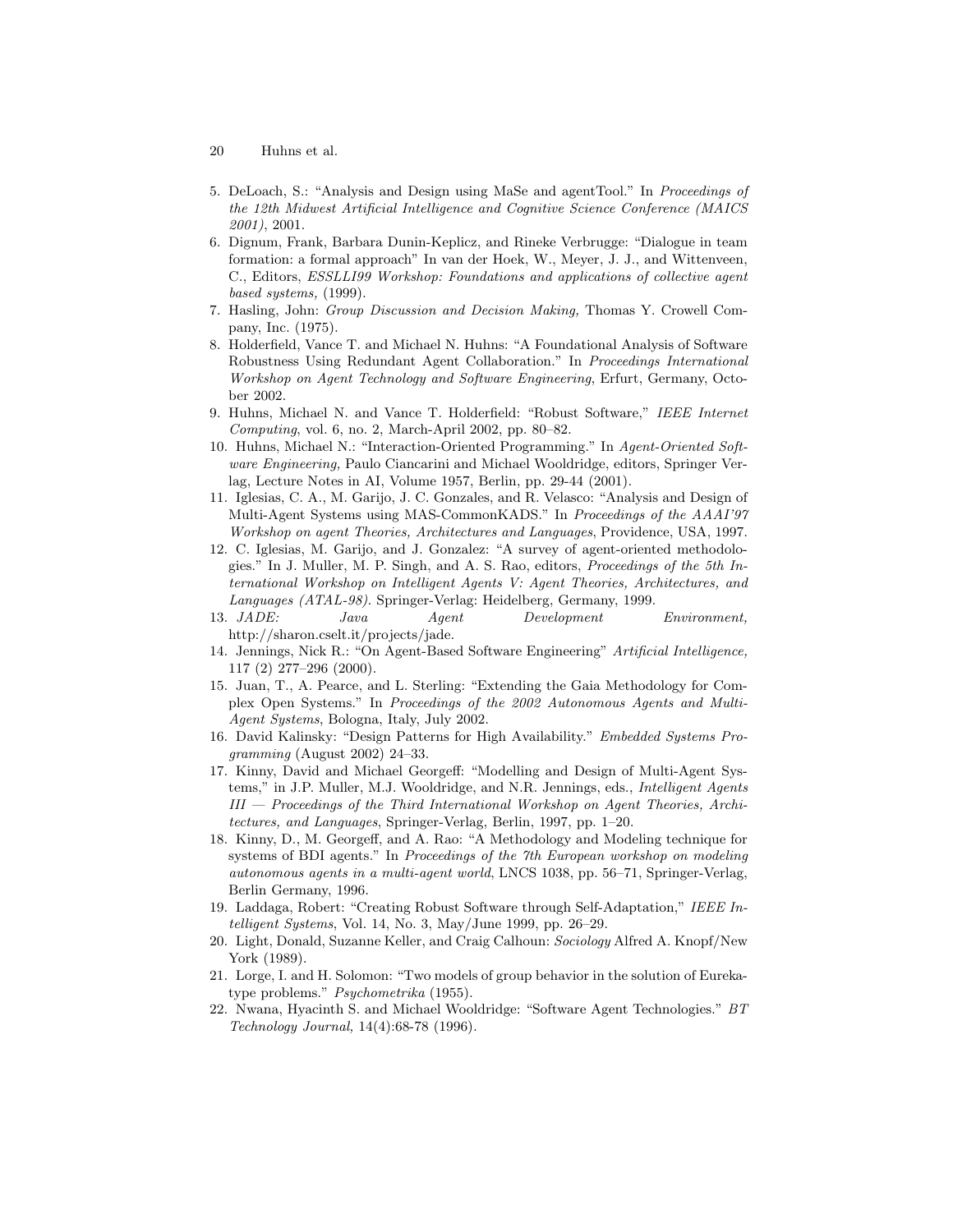5. DeLoach, S.: "Analysis and Design using MaSe and agentTool." In *Proceedings of the 12th Midwest Artificial Intelligence and Cognitive Science Conference (MAICS 2001)*, 2001.
6. Dignum, Frank, Barbara Dunin-Keplicz, and Rineke Verbrugge: "Dialogue in team formation: a formal approach" In van der Hoek, W., Meyer, J. J., and Wittenveen, C., Editors, *ESSLLI99 Workshop: Foundations and applications of collective agent based systems,* (1999).
7. Hasling, John: *Group Discussion and Decision Making,* Thomas Y. Crowell Company, Inc. (1975).
8. Holderfield, Vance T. and Michael N. Huhns: "A Foundational Analysis of Software Robustness Using Redundant Agent Collaboration." In *Proceedings International Workshop on Agent Technology and Software Engineering*, Erfurt, Germany, October 2002.
9. Huhns, Michael N. and Vance T. Holderfield: "Robust Software," *IEEE Internet Computing*, vol. 6, no. 2, March-April 2002, pp. 80–82.
10. Huhns, Michael N.: "Interaction-Oriented Programming." In *Agent-Oriented Software Engineering,* Paulo Ciancarini and Michael Wooldridge, editors, Springer Verlag, Lecture Notes in AI, Volume 1957, Berlin, pp. 29-44 (2001).
11. Iglesias, C. A., M. Garijo, J. C. Gonzales, and R. Velasco: "Analysis and Design of Multi-Agent Systems using MAS-CommonKADS." In *Proceedings of the AAAI'97 Workshop on agent Theories, Architectures and Languages*, Providence, USA, 1997.
12. C. Iglesias, M. Garijo, and J. Gonzalez: "A survey of agent-oriented methodologies." In J. Muller, M. P. Singh, and A. S. Rao, editors, *Proceedings of the 5th International Workshop on Intelligent Agents V: Agent Theories, Architectures, and Languages (ATAL-98).* Springer-Verlag: Heidelberg, Germany, 1999.
13. *JADE: Java Agent Development Environment,* http://sharon.cselt.it/projects/jade.
14. Jennings, Nick R.: "On Agent-Based Software Engineering" *Artificial Intelligence,* 117 (2) 277–296 (2000).
15. Juan, T., A. Pearce, and L. Sterling: "Extending the Gaia Methodology for Complex Open Systems." In *Proceedings of the 2002 Autonomous Agents and Multi-Agent Systems*, Bologna, Italy, July 2002.
16. David Kalinsky: "Design Patterns for High Availability." *Embedded Systems Programming* (August 2002) 24–33.
17. Kinny, David and Michael Georgeff: "Modelling and Design of Multi-Agent Systems," in J.P. Muller, M.J. Wooldridge, and N.R. Jennings, eds., *Intelligent Agents III — Proceedings of the Third International Workshop on Agent Theories, Architectures, and Languages*, Springer-Verlag, Berlin, 1997, pp. 1–20.
18. Kinny, D., M. Georgeff, and A. Rao: "A Methodology and Modeling technique for systems of BDI agents." In *Proceedings of the 7th European workshop on modeling autonomous agents in a multi-agent world*, LNCS 1038, pp. 56–71, Springer-Verlag, Berlin Germany, 1996.
19. Laddaga, Robert: "Creating Robust Software through Self-Adaptation," *IEEE Intelligent Systems*, Vol. 14, No. 3, May/June 1999, pp. 26–29.
20. Light, Donald, Suzanne Keller, and Craig Calhoun: *Sociology* Alfred A. Knopf/New York (1989).
21. Lorge, I. and H. Solomon: "Two models of group behavior in the solution of Eureka-type problems." *Psychometrika* (1955).
22. Nwana, Hyacinth S. and Michael Wooldridge: "Software Agent Technologies." *BT Technology Journal,* 14(4):68-78 (1996).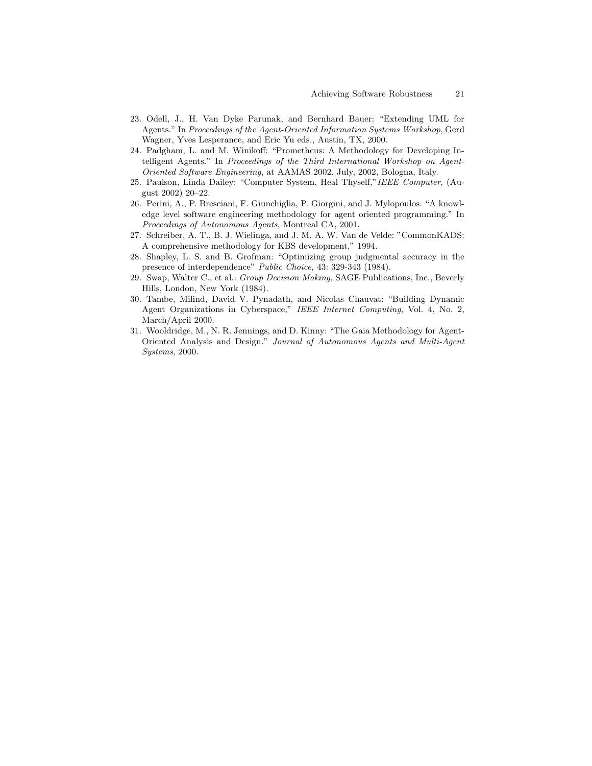23. Odell, J., H. Van Dyke Parunak, and Bernhard Bauer: "Extending UML for Agents." In *Proceedings of the Agent-Oriented Information Systems Workshop*, Gerd Wagner, Yves Lesperance, and Eric Yu eds., Austin, TX, 2000.
24. Padgham, L. and M. Winikoff: "Prometheus: A Methodology for Developing Intelligent Agents." In *Proceedings of the Third International Workshop on Agent-Oriented Software Engineering*, at AAMAS 2002. July, 2002, Bologna, Italy.
25. Paulson, Linda Dailey: "Computer System, Heal Thyself," *IEEE Computer*, (August 2002) 20–22.
26. Perini, A., P. Bresciani, F. Giunchiglia, P. Giorgini, and J. Mylopoulos: "A knowledge level software engineering methodology for agent oriented programming." In *Proceedings of Autonomous Agents*, Montreal CA, 2001.
27. Schreiber, A. T., B. J. Wielinga, and J. M. A. W. Van de Velde: "CommonKADS: A comprehensive methodology for KBS development," 1994.
28. Shapley, L. S. and B. Grofman: "Optimizing group judgmental accuracy in the presence of interdependence" *Public Choice,* 43: 329-343 (1984).
29. Swap, Walter C., et al.: *Group Decision Making,* SAGE Publications, Inc., Beverly Hills, London, New York (1984).
30. Tambe, Milind, David V. Pynadath, and Nicolas Chauvat: "Building Dynamic Agent Organizations in Cyberspace," *IEEE Internet Computing*, Vol. 4, No. 2, March/April 2000.
31. Wooldridge, M., N. R. Jennings, and D. Kinny: "The Gaia Methodology for Agent-Oriented Analysis and Design." *Journal of Autonomous Agents and Multi-Agent Systems*, 2000.